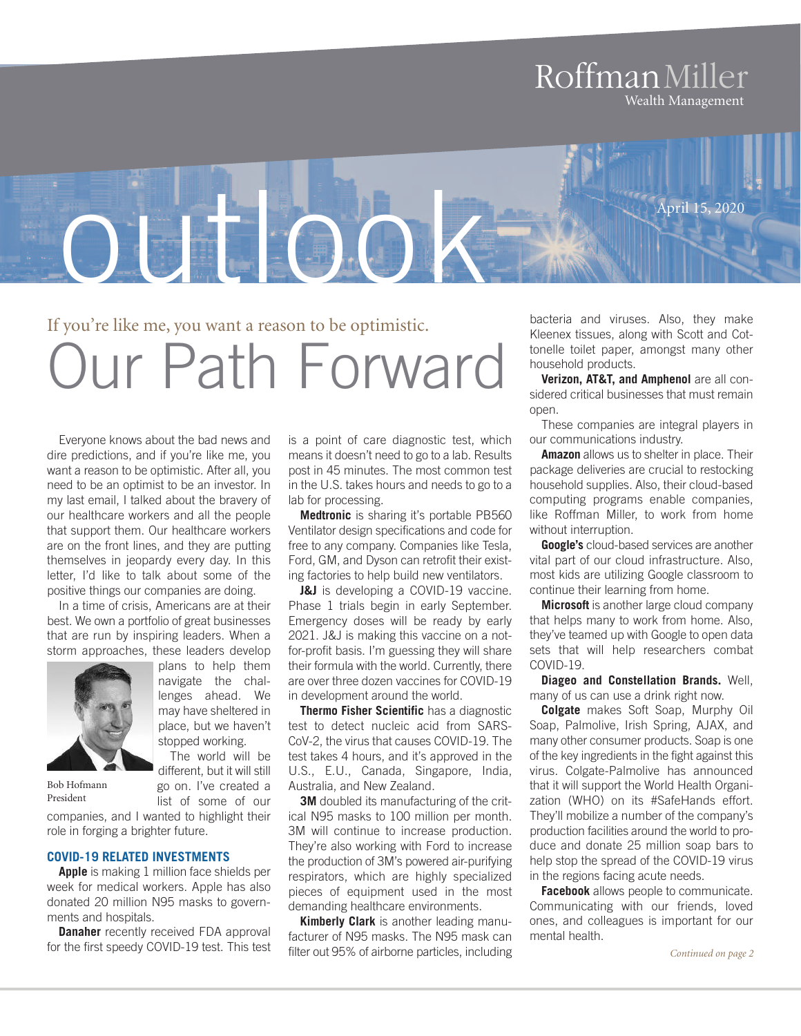Roffman Miller Wealth Management

# outlook

April 15, 2020

If you're like me, you want a reason to be optimistic.

# Our Path Forward

Everyone knows about the bad news and dire predictions, and if you're like me, you want a reason to be optimistic. After all, you need to be an optimist to be an investor. In my last email, I talked about the bravery of our healthcare workers and all the people that support them. Our healthcare workers are on the front lines, and they are putting themselves in jeopardy every day. In this letter, I'd like to talk about some of the positive things our companies are doing.

In a time of crisis, Americans are at their best. We own a portfolio of great businesses that are run by inspiring leaders. When a storm approaches, these leaders develop plans to help them navigate the challenges ahead. We may have sheltered in place, but we haven't stopped working.

The world will be different, but it will still go on. I've created a list of some of our companies, and I wanted to highlight their role in forging a brighter future.

Bob Hofmann
President

### COVID-19 RELATED INVESTMENTS

**Apple** is making 1 million face shields per week for medical workers. Apple has also donated 20 million N95 masks to governments and hospitals.

**Danaher** recently received FDA approval for the first speedy COVID-19 test. This test is a point of care diagnostic test, which means it doesn't need to go to a lab. Results post in 45 minutes. The most common test in the U.S. takes hours and needs to go to a lab for processing.

**Medtronic** is sharing it's portable PB560 Ventilator design specifications and code for free to any company. Companies like Tesla, Ford, GM, and Dyson can retrofit their existing factories to help build new ventilators.

**J&J** is developing a COVID-19 vaccine. Phase 1 trials begin in early September. Emergency doses will be ready by early 2021. J&J is making this vaccine on a not-for-profit basis. I'm guessing they will share their formula with the world. Currently, there are over three dozen vaccines for COVID-19 in development around the world.

**Thermo Fisher Scientific** has a diagnostic test to detect nucleic acid from SARS-CoV-2, the virus that causes COVID-19. The test takes 4 hours, and it's approved in the U.S., E.U., Canada, Singapore, India, Australia, and New Zealand.

**3M** doubled its manufacturing of the critical N95 masks to 100 million per month. 3M will continue to increase production. They're also working with Ford to increase the production of 3M's powered air-purifying respirators, which are highly specialized pieces of equipment used in the most demanding healthcare environments.

**Kimberly Clark** is another leading manufacturer of N95 masks. The N95 mask can filter out 95% of airborne particles, including bacteria and viruses. Also, they make Kleenex tissues, along with Scott and Cottonelle toilet paper, amongst many other household products.

**Verizon, AT&T, and Amphenol** are all considered critical businesses that must remain open.

These companies are integral players in our communications industry.

**Amazon** allows us to shelter in place. Their package deliveries are crucial to restocking household supplies. Also, their cloud-based computing programs enable companies, like Roffman Miller, to work from home without interruption.

**Google's** cloud-based services are another vital part of our cloud infrastructure. Also, most kids are utilizing Google classroom to continue their learning from home.

**Microsoft** is another large cloud company that helps many to work from home. Also, they've teamed up with Google to open data sets that will help researchers combat COVID-19.

**Diageo and Constellation Brands.** Well, many of us can use a drink right now.

**Colgate** makes Soft Soap, Murphy Oil Soap, Palmolive, Irish Spring, AJAX, and many other consumer products. Soap is one of the key ingredients in the fight against this virus. Colgate-Palmolive has announced that it will support the World Health Organization (WHO) on its #SafeHands effort. They'll mobilize a number of the company's production facilities around the world to produce and donate 25 million soap bars to help stop the spread of the COVID-19 virus in the regions facing acute needs.

**Facebook** allows people to communicate. Communicating with our friends, loved ones, and colleagues is important for our mental health.

*Continued on page 2*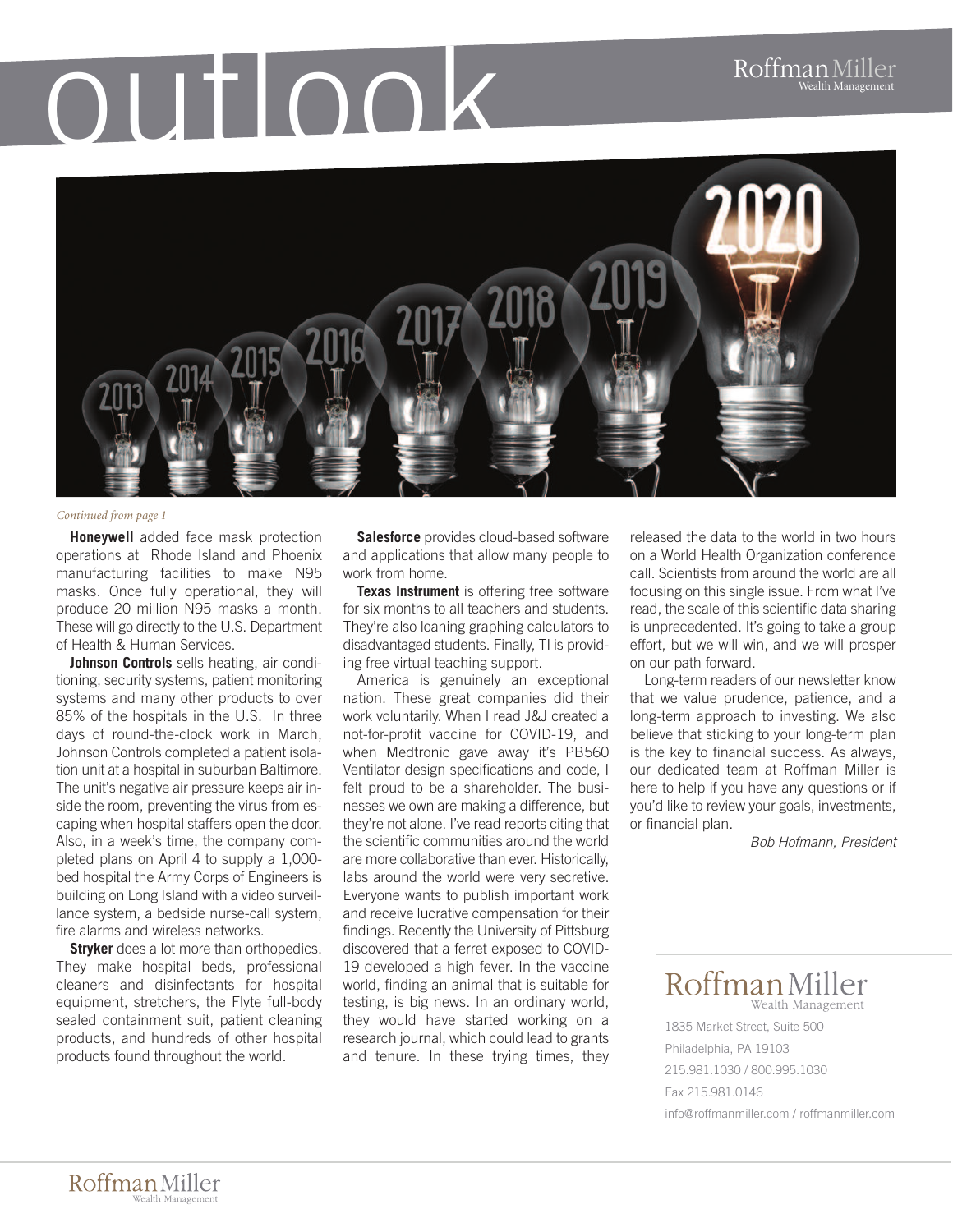*Continued from page 1*

**Honeywell** added face mask protection operations at Rhode Island and Phoenix manufacturing facilities to make N95 masks. Once fully operational, they will produce 20 million N95 masks a month. These will go directly to the U.S. Department of Health & Human Services.

**Johnson Controls** sells heating, air conditioning, security systems, patient monitoring systems and many other products to over 85% of the hospitals in the U.S. In three days of round-the-clock work in March, Johnson Controls completed a patient isolation unit at a hospital in suburban Baltimore. The unit's negative air pressure keeps air inside the room, preventing the virus from escaping when hospital staffers open the door. Also, in a week's time, the company completed plans on April 4 to supply a 1,000-bed hospital the Army Corps of Engineers is building on Long Island with a video surveillance system, a bedside nurse-call system, fire alarms and wireless networks.

**Stryker** does a lot more than orthopedics. They make hospital beds, professional cleaners and disinfectants for hospital equipment, stretchers, the Flyte full-body sealed containment suit, patient cleaning products, and hundreds of other hospital products found throughout the world.

**Salesforce** provides cloud-based software and applications that allow many people to work from home.

**Texas Instrument** is offering free software for six months to all teachers and students. They're also loaning graphing calculators to disadvantaged students. Finally, TI is providing free virtual teaching support.

America is genuinely an exceptional nation. These great companies did their work voluntarily. When I read J&J created a not-for-profit vaccine for COVID-19, and when Medtronic gave away it's PB560 Ventilator design specifications and code, I felt proud to be a shareholder. The businesses we own are making a difference, but they're not alone. I've read reports citing that the scientific communities around the world are more collaborative than ever. Historically, labs around the world were very secretive. Everyone wants to publish important work and receive lucrative compensation for their findings. Recently the University of Pittsburg discovered that a ferret exposed to COVID-19 developed a high fever. In the vaccine world, finding an animal that is suitable for testing, is big news. In an ordinary world, they would have started working on a research journal, which could lead to grants and tenure. In these trying times, they released the data to the world in two hours on a World Health Organization conference call. Scientists from around the world are all focusing on this single issue. From what I've read, the scale of this scientific data sharing is unprecedented. It's going to take a group effort, but we will win, and we will prosper on our path forward.

Long-term readers of our newsletter know that we value prudence, patience, and a long-term approach to investing. We also believe that sticking to your long-term plan is the key to financial success. As always, our dedicated team at Roffman Miller is here to help if you have any questions or if you'd like to review your goals, investments, or financial plan.

*Bob Hofmann, President*

Roffman Miller
Wealth Management

1835 Market Street, Suite 500
Philadelphia, PA 19103
215.981.1030 / 800.995.1030
Fax 215.981.0146
info@roffmanmiller.com / roffmanmiller.com